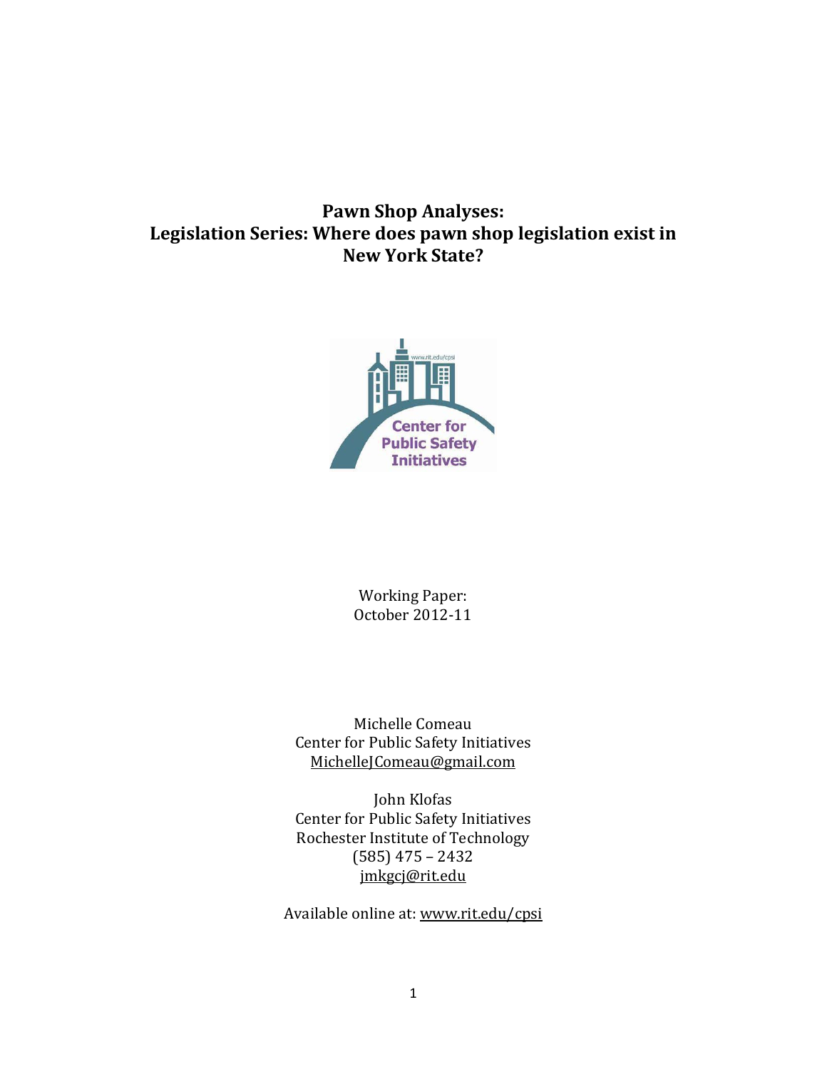# Pawn Shop Analyses:
# Legislation Series: Where does pawn shop legislation exist in New York State?

Working Paper:
October 2012-11

Michelle Comeau
Center for Public Safety Initiatives
MichelleJComeau@gmail.com

John Klofas
Center for Public Safety Initiatives
Rochester Institute of Technology
(585) 475 – 2432
jmkgcj@rit.edu

Available online at: www.rit.edu/cpsi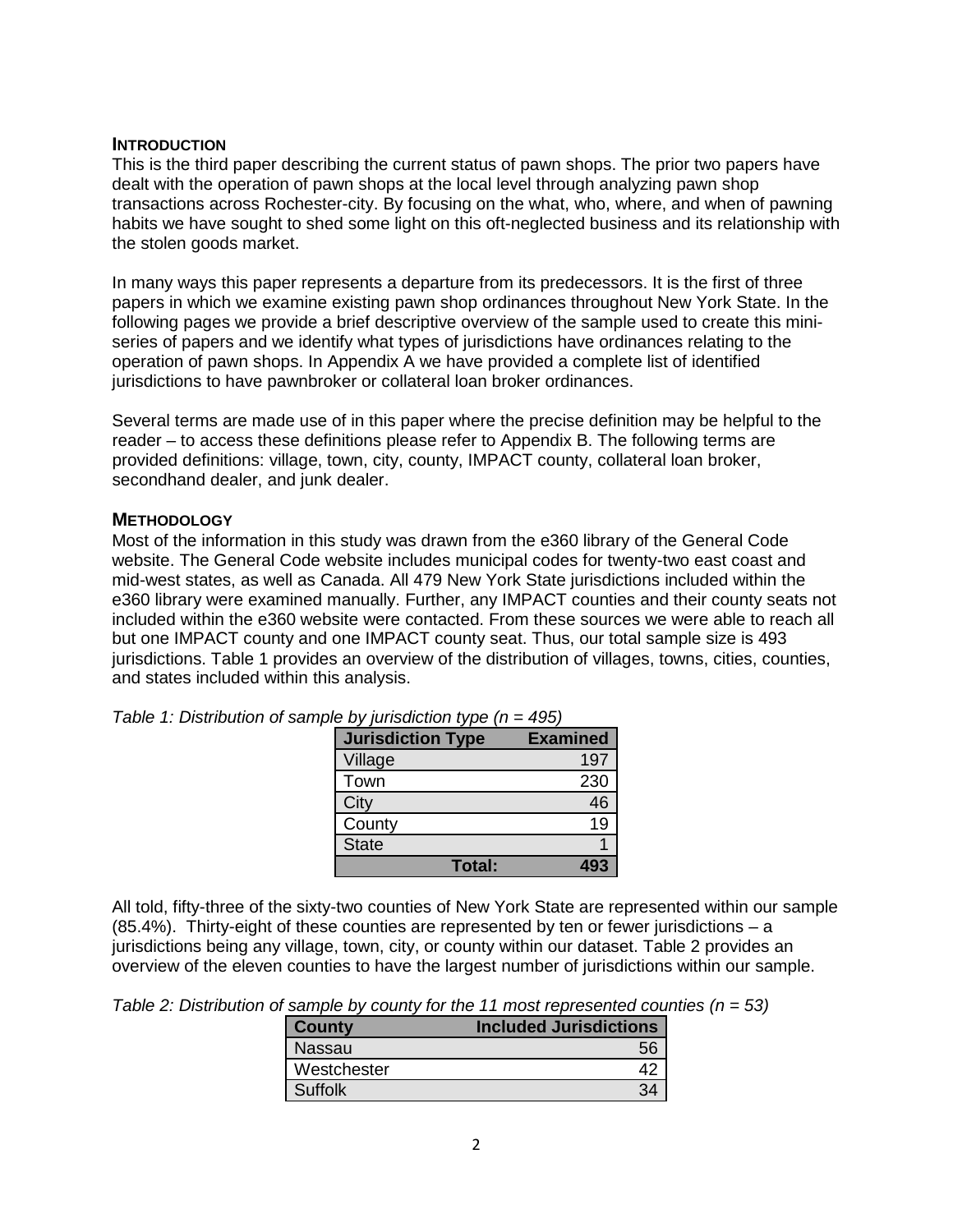## Introduction

This is the third paper describing the current status of pawn shops. The prior two papers have dealt with the operation of pawn shops at the local level through analyzing pawn shop transactions across Rochester-city. By focusing on the what, who, where, and when of pawning habits we have sought to shed some light on this oft-neglected business and its relationship with the stolen goods market.

In many ways this paper represents a departure from its predecessors. It is the first of three papers in which we examine existing pawn shop ordinances throughout New York State. In the following pages we provide a brief descriptive overview of the sample used to create this mini-series of papers and we identify what types of jurisdictions have ordinances relating to the operation of pawn shops. In Appendix A we have provided a complete list of identified jurisdictions to have pawnbroker or collateral loan broker ordinances.

Several terms are made use of in this paper where the precise definition may be helpful to the reader – to access these definitions please refer to Appendix B. The following terms are provided definitions: village, town, city, county, IMPACT county, collateral loan broker, secondhand dealer, and junk dealer.

## Methodology

Most of the information in this study was drawn from the e360 library of the General Code website. The General Code website includes municipal codes for twenty-two east coast and mid-west states, as well as Canada. All 479 New York State jurisdictions included within the e360 library were examined manually. Further, any IMPACT counties and their county seats not included within the e360 website were contacted. From these sources we were able to reach all but one IMPACT county and one IMPACT county seat. Thus, our total sample size is 493 jurisdictions. Table 1 provides an overview of the distribution of villages, towns, cities, counties, and states included within this analysis.

*Table 1: Distribution of sample by jurisdiction type (n = 495)*

| Jurisdiction Type | Examined |
|---|---|
| Village | 197 |
| Town | 230 |
| City | 46 |
| County | 19 |
| State | 1 |
| **Total:** | **493** |

All told, fifty-three of the sixty-two counties of New York State are represented within our sample (85.4%). Thirty-eight of these counties are represented by ten or fewer jurisdictions – a jurisdictions being any village, town, city, or county within our dataset. Table 2 provides an overview of the eleven counties to have the largest number of jurisdictions within our sample.

*Table 2: Distribution of sample by county for the 11 most represented counties (n = 53)*

| County | Included Jurisdictions |
|---|---|
| Nassau | 56 |
| Westchester | 42 |
| Suffolk | 34 |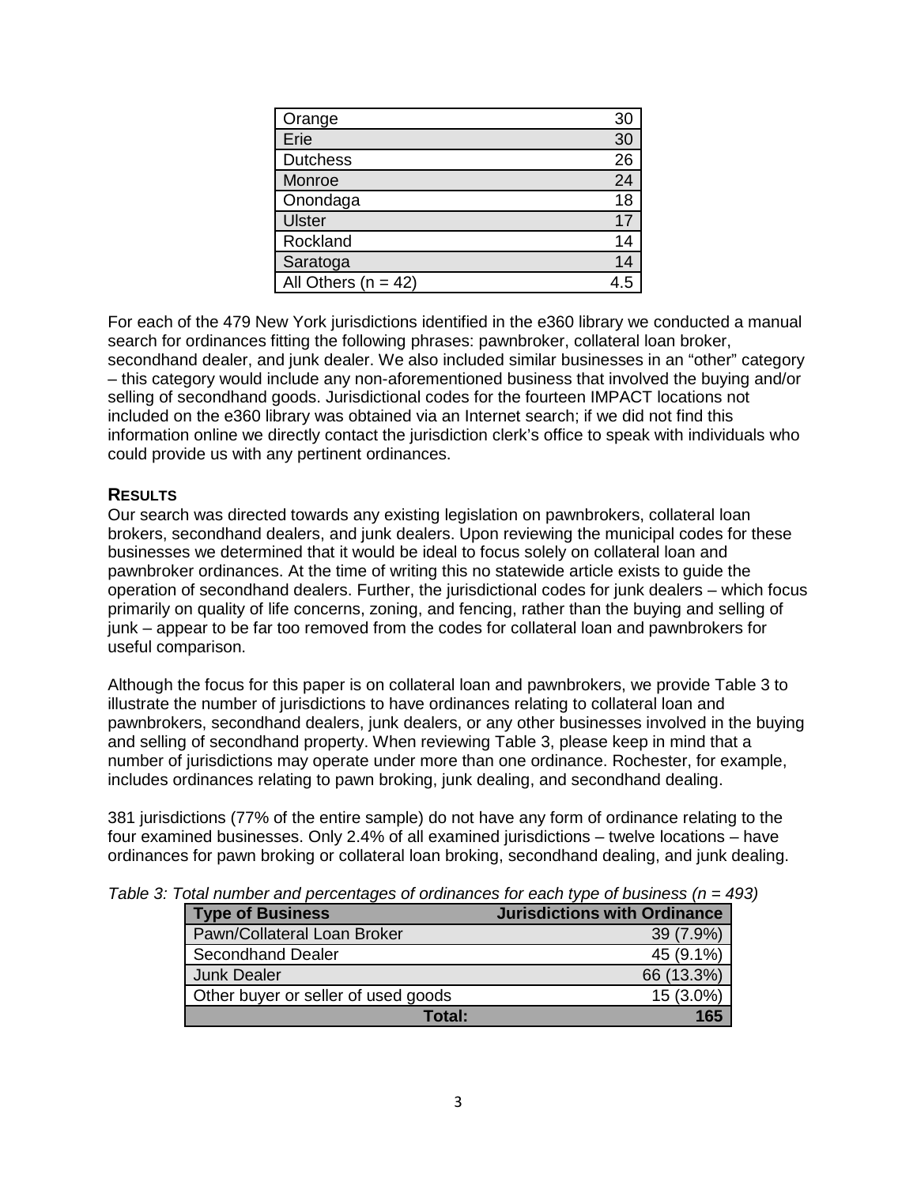| Orange | 30 |
| --- | --- |
| Erie | 30 |
| Dutchess | 26 |
| Monroe | 24 |
| Onondaga | 18 |
| Ulster | 17 |
| Rockland | 14 |
| Saratoga | 14 |
| All Others (n = 42) | 4.5 |

For each of the 479 New York jurisdictions identified in the e360 library we conducted a manual search for ordinances fitting the following phrases: pawnbroker, collateral loan broker, secondhand dealer, and junk dealer. We also included similar businesses in an "other" category – this category would include any non-aforementioned business that involved the buying and/or selling of secondhand goods. Jurisdictional codes for the fourteen IMPACT locations not included on the e360 library was obtained via an Internet search; if we did not find this information online we directly contact the jurisdiction clerk's office to speak with individuals who could provide us with any pertinent ordinances.

## RESULTS

Our search was directed towards any existing legislation on pawnbrokers, collateral loan brokers, secondhand dealers, and junk dealers. Upon reviewing the municipal codes for these businesses we determined that it would be ideal to focus solely on collateral loan and pawnbroker ordinances. At the time of writing this no statewide article exists to guide the operation of secondhand dealers. Further, the jurisdictional codes for junk dealers – which focus primarily on quality of life concerns, zoning, and fencing, rather than the buying and selling of junk – appear to be far too removed from the codes for collateral loan and pawnbrokers for useful comparison.

Although the focus for this paper is on collateral loan and pawnbrokers, we provide Table 3 to illustrate the number of jurisdictions to have ordinances relating to collateral loan and pawnbrokers, secondhand dealers, junk dealers, or any other businesses involved in the buying and selling of secondhand property. When reviewing Table 3, please keep in mind that a number of jurisdictions may operate under more than one ordinance. Rochester, for example, includes ordinances relating to pawn broking, junk dealing, and secondhand dealing.

381 jurisdictions (77% of the entire sample) do not have any form of ordinance relating to the four examined businesses. Only 2.4% of all examined jurisdictions – twelve locations – have ordinances for pawn broking or collateral loan broking, secondhand dealing, and junk dealing.

*Table 3: Total number and percentages of ordinances for each type of business (n = 493)*

| Type of Business | Jurisdictions with Ordinance |
| --- | --- |
| Pawn/Collateral Loan Broker | 39 (7.9%) |
| Secondhand Dealer | 45 (9.1%) |
| Junk Dealer | 66 (13.3%) |
| Other buyer or seller of used goods | 15 (3.0%) |
| **Total:** | **165** |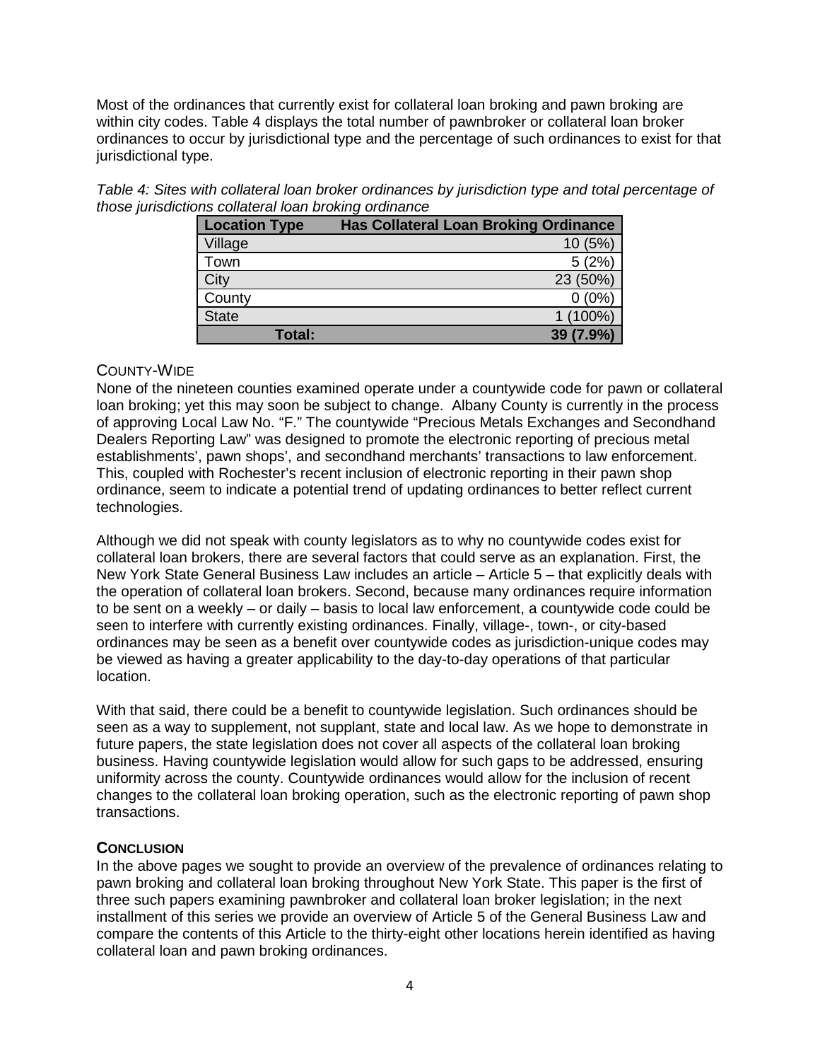Most of the ordinances that currently exist for collateral loan broking and pawn broking are within city codes. Table 4 displays the total number of pawnbroker or collateral loan broker ordinances to occur by jurisdictional type and the percentage of such ordinances to exist for that jurisdictional type.

*Table 4: Sites with collateral loan broker ordinances by jurisdiction type and total percentage of those jurisdictions collateral loan broking ordinance*

| Location Type | Has Collateral Loan Broking Ordinance |
|---|---|
| Village | 10 (5%) |
| Town | 5 (2%) |
| City | 23 (50%) |
| County | 0 (0%) |
| State | 1 (100%) |
| **Total:** | **39 (7.9%)** |

### County-Wide

None of the nineteen counties examined operate under a countywide code for pawn or collateral loan broking; yet this may soon be subject to change. Albany County is currently in the process of approving Local Law No. "F." The countywide "Precious Metals Exchanges and Secondhand Dealers Reporting Law" was designed to promote the electronic reporting of precious metal establishments', pawn shops', and secondhand merchants' transactions to law enforcement. This, coupled with Rochester's recent inclusion of electronic reporting in their pawn shop ordinance, seem to indicate a potential trend of updating ordinances to better reflect current technologies.

Although we did not speak with county legislators as to why no countywide codes exist for collateral loan brokers, there are several factors that could serve as an explanation. First, the New York State General Business Law includes an article – Article 5 – that explicitly deals with the operation of collateral loan brokers. Second, because many ordinances require information to be sent on a weekly – or daily – basis to local law enforcement, a countywide code could be seen to interfere with currently existing ordinances. Finally, village-, town-, or city-based ordinances may be seen as a benefit over countywide codes as jurisdiction-unique codes may be viewed as having a greater applicability to the day-to-day operations of that particular location.

With that said, there could be a benefit to countywide legislation. Such ordinances should be seen as a way to supplement, not supplant, state and local law. As we hope to demonstrate in future papers, the state legislation does not cover all aspects of the collateral loan broking business. Having countywide legislation would allow for such gaps to be addressed, ensuring uniformity across the county. Countywide ordinances would allow for the inclusion of recent changes to the collateral loan broking operation, such as the electronic reporting of pawn shop transactions.

## Conclusion

In the above pages we sought to provide an overview of the prevalence of ordinances relating to pawn broking and collateral loan broking throughout New York State. This paper is the first of three such papers examining pawnbroker and collateral loan broker legislation; in the next installment of this series we provide an overview of Article 5 of the General Business Law and compare the contents of this Article to the thirty-eight other locations herein identified as having collateral loan and pawn broking ordinances.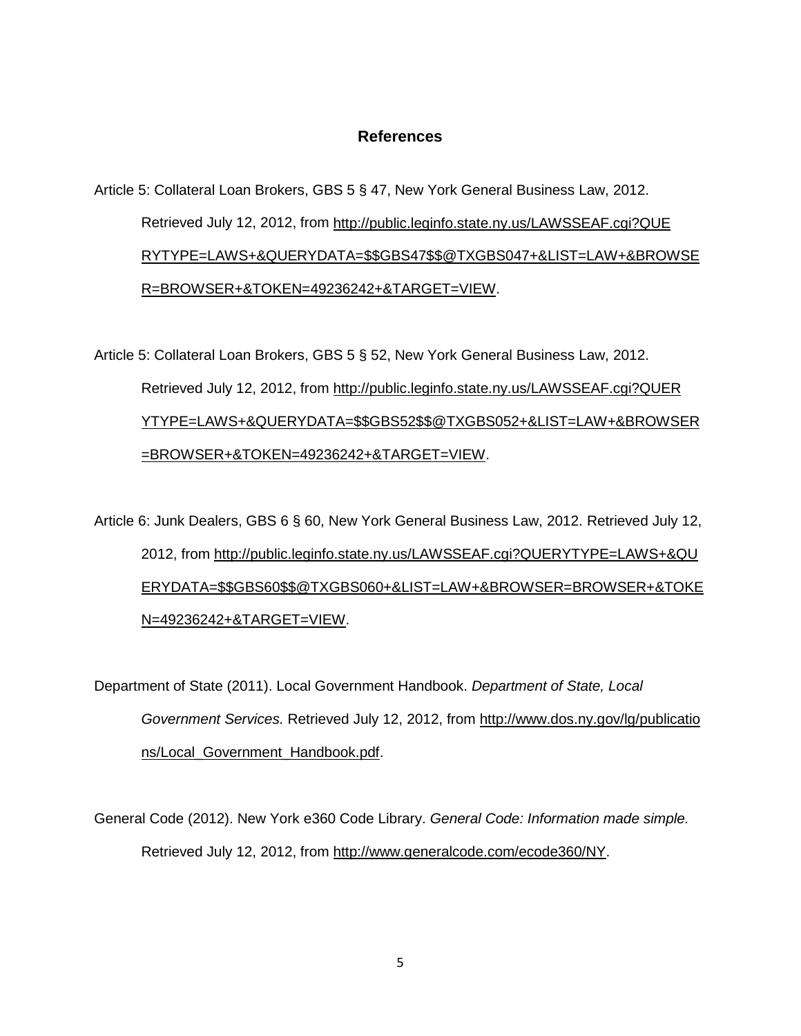## References

Article 5: Collateral Loan Brokers, GBS 5 § 47, New York General Business Law, 2012. Retrieved July 12, 2012, from http://public.leginfo.state.ny.us/LAWSSEAF.cgi?QUERYTYPE=LAWS+&QUERYDATA=$$GBS47$$@TXGBS047+&LIST=LAW+&BROWSER=BROWSER+&TOKEN=49236242+&TARGET=VIEW.

Article 5: Collateral Loan Brokers, GBS 5 § 52, New York General Business Law, 2012. Retrieved July 12, 2012, from http://public.leginfo.state.ny.us/LAWSSEAF.cgi?QUERYTYPE=LAWS+&QUERYDATA=$$GBS52$$@TXGBS052+&LIST=LAW+&BROWSER=BROWSER+&TOKEN=49236242+&TARGET=VIEW.

Article 6: Junk Dealers, GBS 6 § 60, New York General Business Law, 2012. Retrieved July 12, 2012, from http://public.leginfo.state.ny.us/LAWSSEAF.cgi?QUERYTYPE=LAWS+&QUERYDATA=$$GBS60$$@TXGBS060+&LIST=LAW+&BROWSER=BROWSER+&TOKEN=49236242+&TARGET=VIEW.

Department of State (2011). Local Government Handbook. *Department of State, Local Government Services.* Retrieved July 12, 2012, from http://www.dos.ny.gov/lg/publications/Local_Government_Handbook.pdf.

General Code (2012). New York e360 Code Library. *General Code: Information made simple.* Retrieved July 12, 2012, from http://www.generalcode.com/ecode360/NY.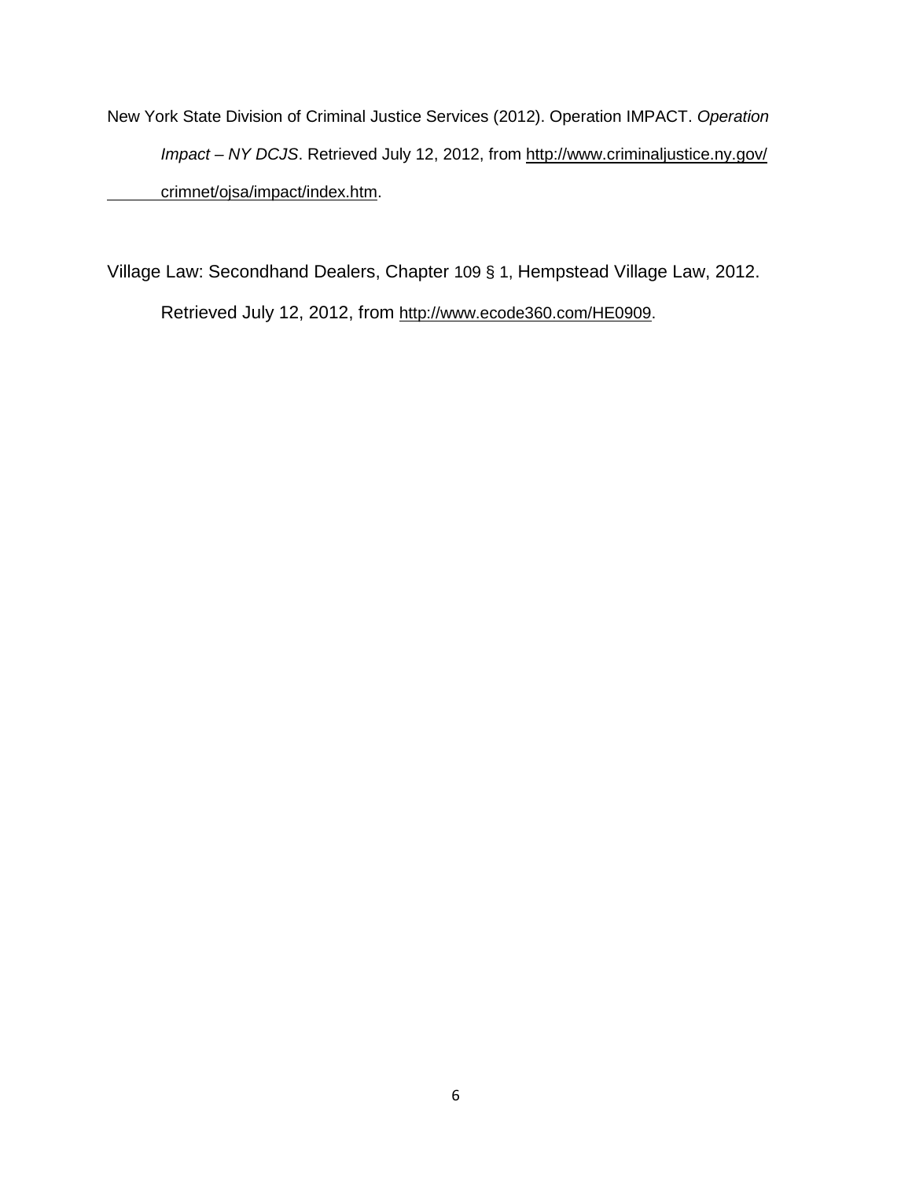New York State Division of Criminal Justice Services (2012). Operation IMPACT. *Operation Impact – NY DCJS*. Retrieved July 12, 2012, from http://www.criminaljustice.ny.gov/crimnet/ojsa/impact/index.htm.

Village Law: Secondhand Dealers, Chapter 109 § 1, Hempstead Village Law, 2012. Retrieved July 12, 2012, from http://www.ecode360.com/HE0909.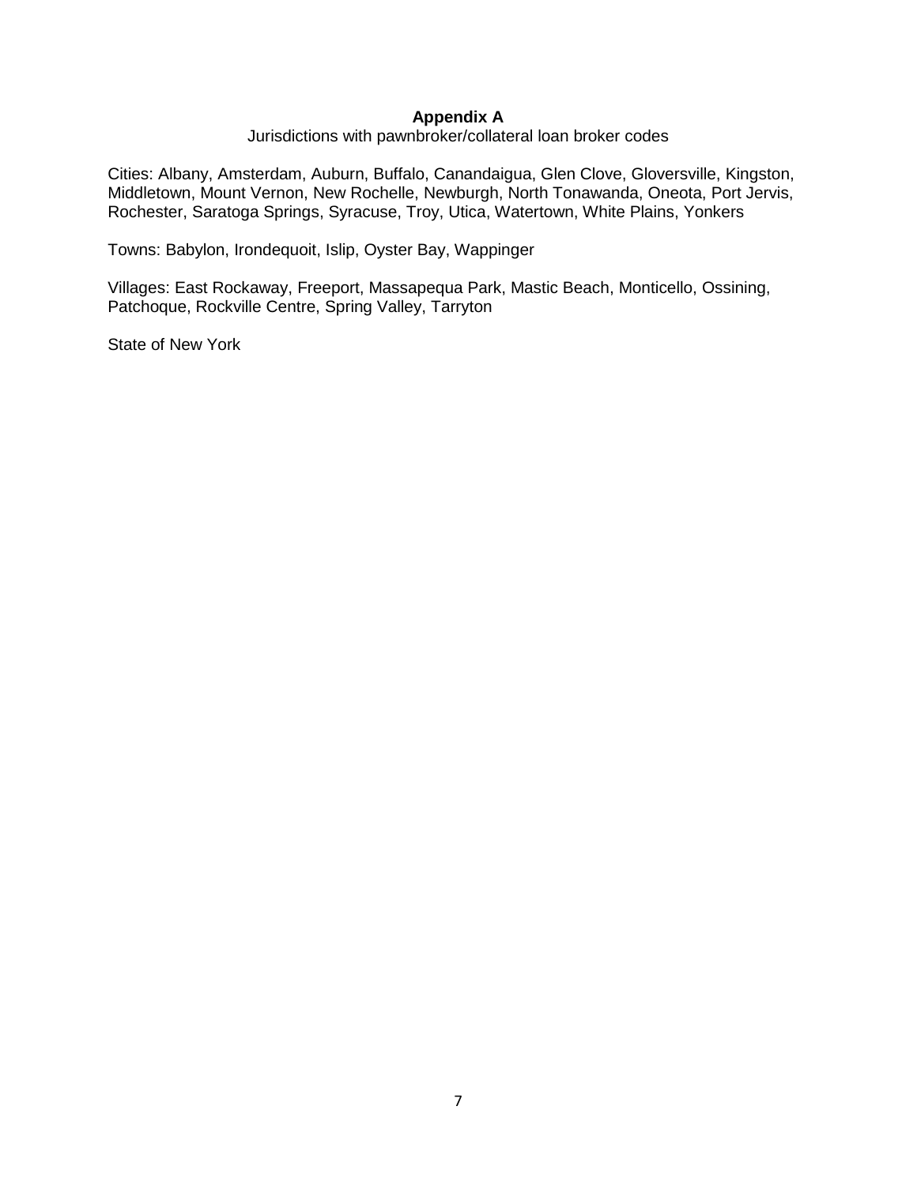## Appendix A

Jurisdictions with pawnbroker/collateral loan broker codes

Cities: Albany, Amsterdam, Auburn, Buffalo, Canandaigua, Glen Clove, Gloversville, Kingston, Middletown, Mount Vernon, New Rochelle, Newburgh, North Tonawanda, Oneota, Port Jervis, Rochester, Saratoga Springs, Syracuse, Troy, Utica, Watertown, White Plains, Yonkers

Towns: Babylon, Irondequoit, Islip, Oyster Bay, Wappinger

Villages: East Rockaway, Freeport, Massapequa Park, Mastic Beach, Monticello, Ossining, Patchoque, Rockville Centre, Spring Valley, Tarryton

State of New York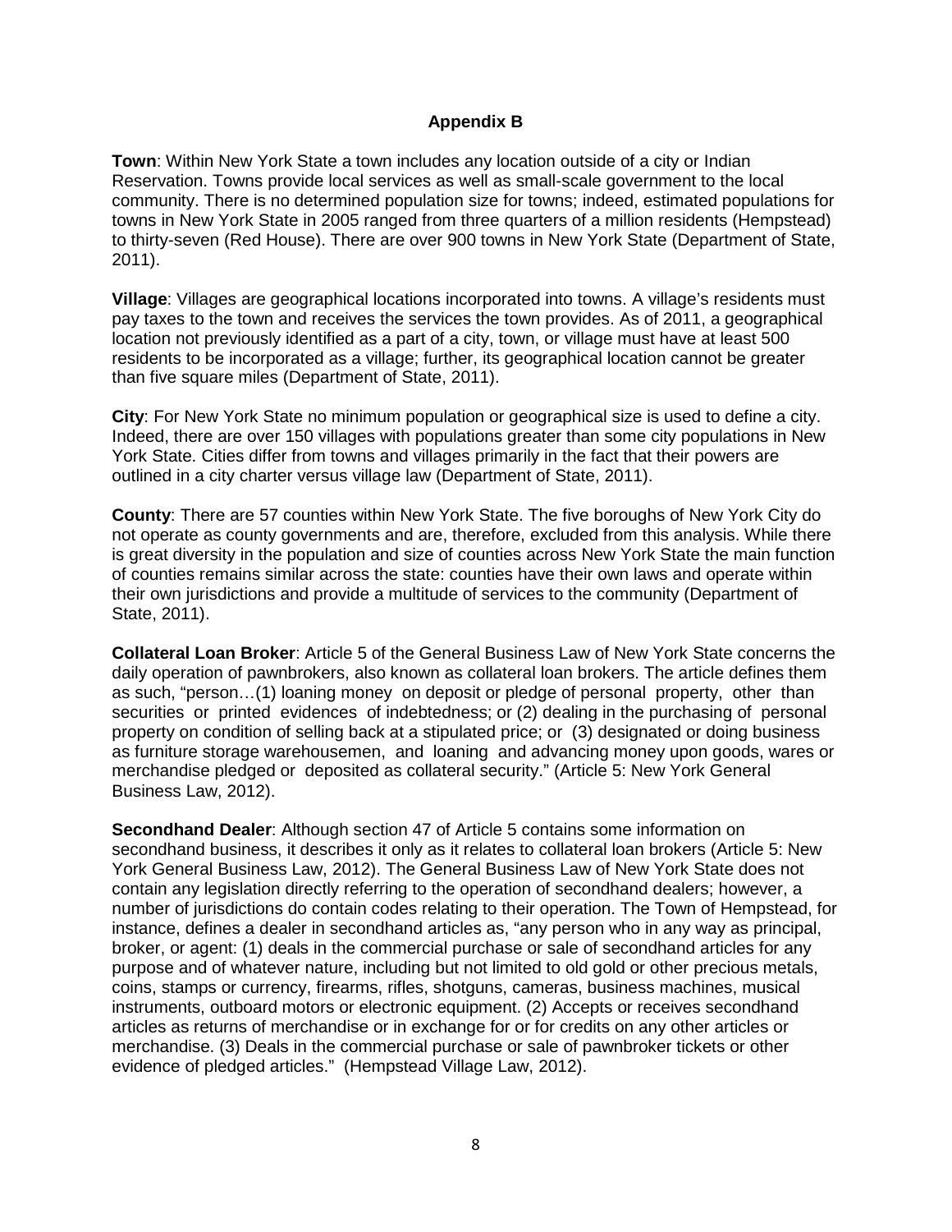## Appendix B

**Town**: Within New York State a town includes any location outside of a city or Indian Reservation. Towns provide local services as well as small-scale government to the local community. There is no determined population size for towns; indeed, estimated populations for towns in New York State in 2005 ranged from three quarters of a million residents (Hempstead) to thirty-seven (Red House). There are over 900 towns in New York State (Department of State, 2011).

**Village**: Villages are geographical locations incorporated into towns. A village's residents must pay taxes to the town and receives the services the town provides. As of 2011, a geographical location not previously identified as a part of a city, town, or village must have at least 500 residents to be incorporated as a village; further, its geographical location cannot be greater than five square miles (Department of State, 2011).

**City**: For New York State no minimum population or geographical size is used to define a city. Indeed, there are over 150 villages with populations greater than some city populations in New York State. Cities differ from towns and villages primarily in the fact that their powers are outlined in a city charter versus village law (Department of State, 2011).

**County**: There are 57 counties within New York State. The five boroughs of New York City do not operate as county governments and are, therefore, excluded from this analysis. While there is great diversity in the population and size of counties across New York State the main function of counties remains similar across the state: counties have their own laws and operate within their own jurisdictions and provide a multitude of services to the community (Department of State, 2011).

**Collateral Loan Broker**: Article 5 of the General Business Law of New York State concerns the daily operation of pawnbrokers, also known as collateral loan brokers. The article defines them as such, "person…(1) loaning money on deposit or pledge of personal property, other than securities or printed evidences of indebtedness; or (2) dealing in the purchasing of personal property on condition of selling back at a stipulated price; or (3) designated or doing business as furniture storage warehousemen, and loaning and advancing money upon goods, wares or merchandise pledged or deposited as collateral security." (Article 5: New York General Business Law, 2012).

**Secondhand Dealer**: Although section 47 of Article 5 contains some information on secondhand business, it describes it only as it relates to collateral loan brokers (Article 5: New York General Business Law, 2012). The General Business Law of New York State does not contain any legislation directly referring to the operation of secondhand dealers; however, a number of jurisdictions do contain codes relating to their operation. The Town of Hempstead, for instance, defines a dealer in secondhand articles as, "any person who in any way as principal, broker, or agent: (1) deals in the commercial purchase or sale of secondhand articles for any purpose and of whatever nature, including but not limited to old gold or other precious metals, coins, stamps or currency, firearms, rifles, shotguns, cameras, business machines, musical instruments, outboard motors or electronic equipment. (2) Accepts or receives secondhand articles as returns of merchandise or in exchange for or for credits on any other articles or merchandise. (3) Deals in the commercial purchase or sale of pawnbroker tickets or other evidence of pledged articles." (Hempstead Village Law, 2012).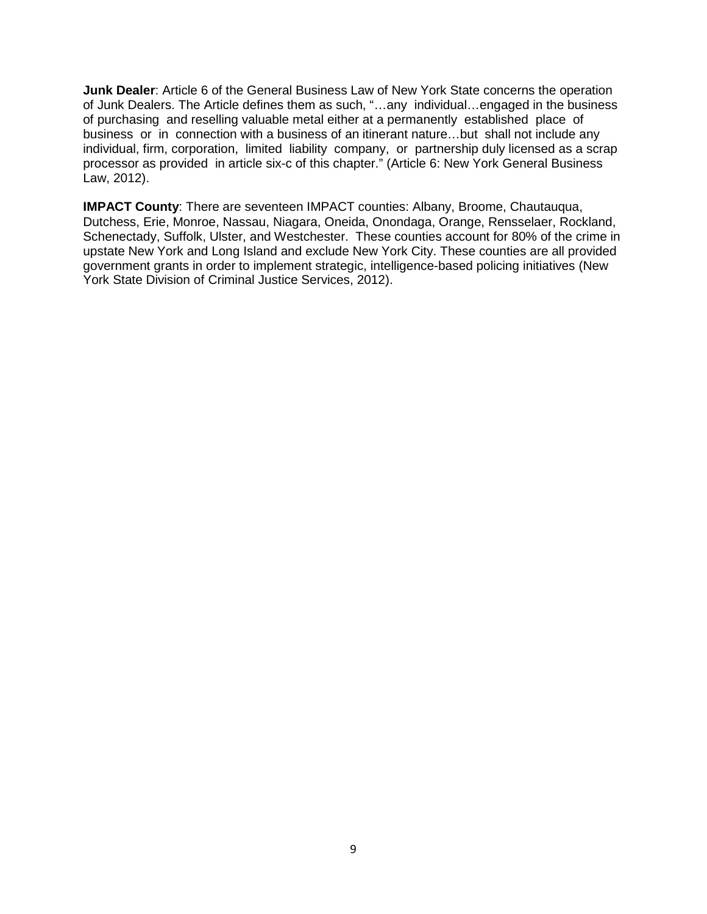**Junk Dealer**: Article 6 of the General Business Law of New York State concerns the operation of Junk Dealers. The Article defines them as such, "…any individual…engaged in the business of purchasing and reselling valuable metal either at a permanently established place of business or in connection with a business of an itinerant nature…but shall not include any individual, firm, corporation, limited liability company, or partnership duly licensed as a scrap processor as provided in article six-c of this chapter." (Article 6: New York General Business Law, 2012).

**IMPACT County**: There are seventeen IMPACT counties: Albany, Broome, Chautauqua, Dutchess, Erie, Monroe, Nassau, Niagara, Oneida, Onondaga, Orange, Rensselaer, Rockland, Schenectady, Suffolk, Ulster, and Westchester. These counties account for 80% of the crime in upstate New York and Long Island and exclude New York City. These counties are all provided government grants in order to implement strategic, intelligence-based policing initiatives (New York State Division of Criminal Justice Services, 2012).